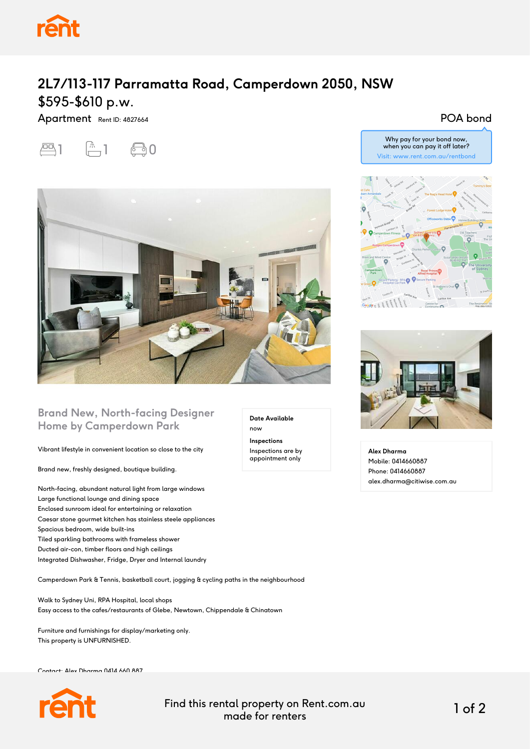# 2L7/113-117 Parramatta Road, Camperdown 2050, NSW

## $595-$610 p.w.

Apartment Rent ID: 4827664

POA bond

1 bed, 1 bath, 0 car

Why pay for your bond now, when you can pay it off later?
Visit: www.rent.com.au/rentbond

## Brand New, North-facing Designer Home by Camperdown Park

**Date Available**
now

**Inspections**
Inspections are by appointment only

Vibrant lifestyle in convenient location so close to the city

Brand new, freshly designed, boutique building.

North-facing, abundant natural light from large windows
Large functional lounge and dining space
Enclosed sunroom ideal for entertaining or relaxation
Caesar stone gourmet kitchen has stainless steele appliances
Spacious bedroom, wide built-ins
Tiled sparkling bathrooms with frameless shower
Ducted air-con, timber floors and high ceilings
Integrated Dishwasher, Fridge, Dryer and Internal laundry

Camperdown Park & Tennis, basketball court, jogging & cycling paths in the neighbourhood

Walk to Sydney Uni, RPA Hospital, local shops
Easy access to the cafes/restaurants of Glebe, Newtown, Chippendale & Chinatown

Furniture and furnishings for display/marketing only.
This property is UNFURNISHED.

Contact: Alex Dharma 0414 660 887

**Alex Dharma**
Mobile: 0414660887
Phone: 0414660887
alex.dharma@citiwise.com.au

Find this rental property on Rent.com.au made for renters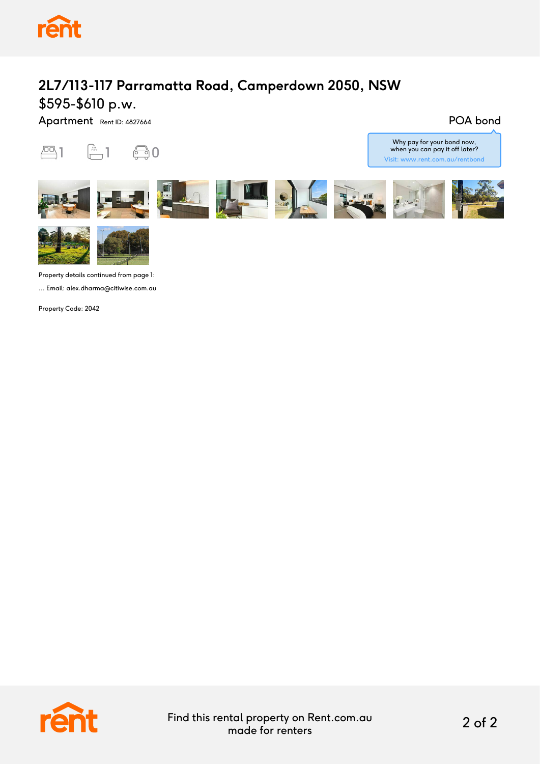# 2L7/113-117 Parramatta Road, Camperdown 2050, NSW

$595-$610 p.w.

Apartment Rent ID: 4827664

POA bond

Why pay for your bond now, when you can pay it off later?
Visit: www.rent.com.au/rentbond

1 1 0

Property details continued from page 1:

... Email: alex.dharma@citiwise.com.au

Property Code: 2042

Find this rental property on Rent.com.au made for renters